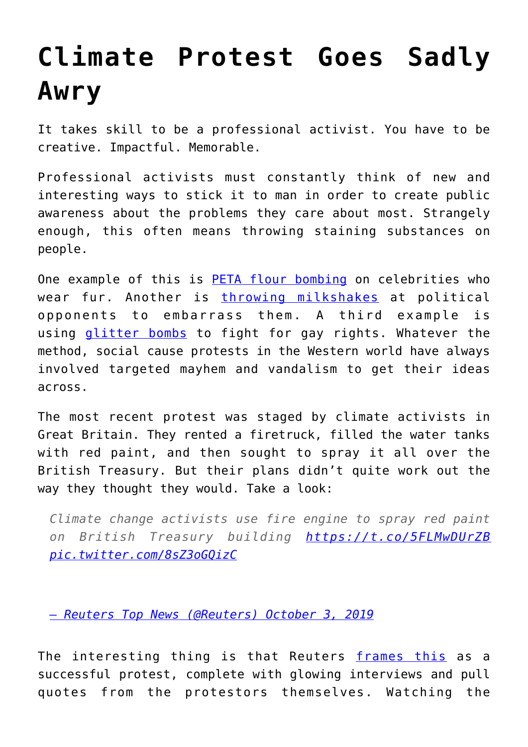# Climate Protest Goes Sadly Awry

It takes skill to be a professional activist. You have to be creative. Impactful. Memorable.

Professional activists must constantly think of new and interesting ways to stick it to man in order to create public awareness about the problems they care about most. Strangely enough, this often means throwing staining substances on people.

One example of this is [PETA flour bombing]() on celebrities who wear fur. Another is [throwing milkshakes]() at political opponents to embarrass them. A third example is using [glitter bombs]() to fight for gay rights. Whatever the method, social cause protests in the Western world have always involved targeted mayhem and vandalism to get their ideas across.

The most recent protest was staged by climate activists in Great Britain. They rented a firetruck, filled the water tanks with red paint, and then sought to spray it all over the British Treasury. But their plans didn't quite work out the way they thought they would. Take a look:

> *Climate change activists use fire engine to spray red paint on British Treasury building [https://t.co/5FLMwDUrZB]() [pic.twitter.com/8sZ3oGQizC]()*
>
> *[— Reuters Top News (@Reuters) October 3, 2019]()*

The interesting thing is that Reuters [frames this]() as a successful protest, complete with glowing interviews and pull quotes from the protestors themselves. Watching the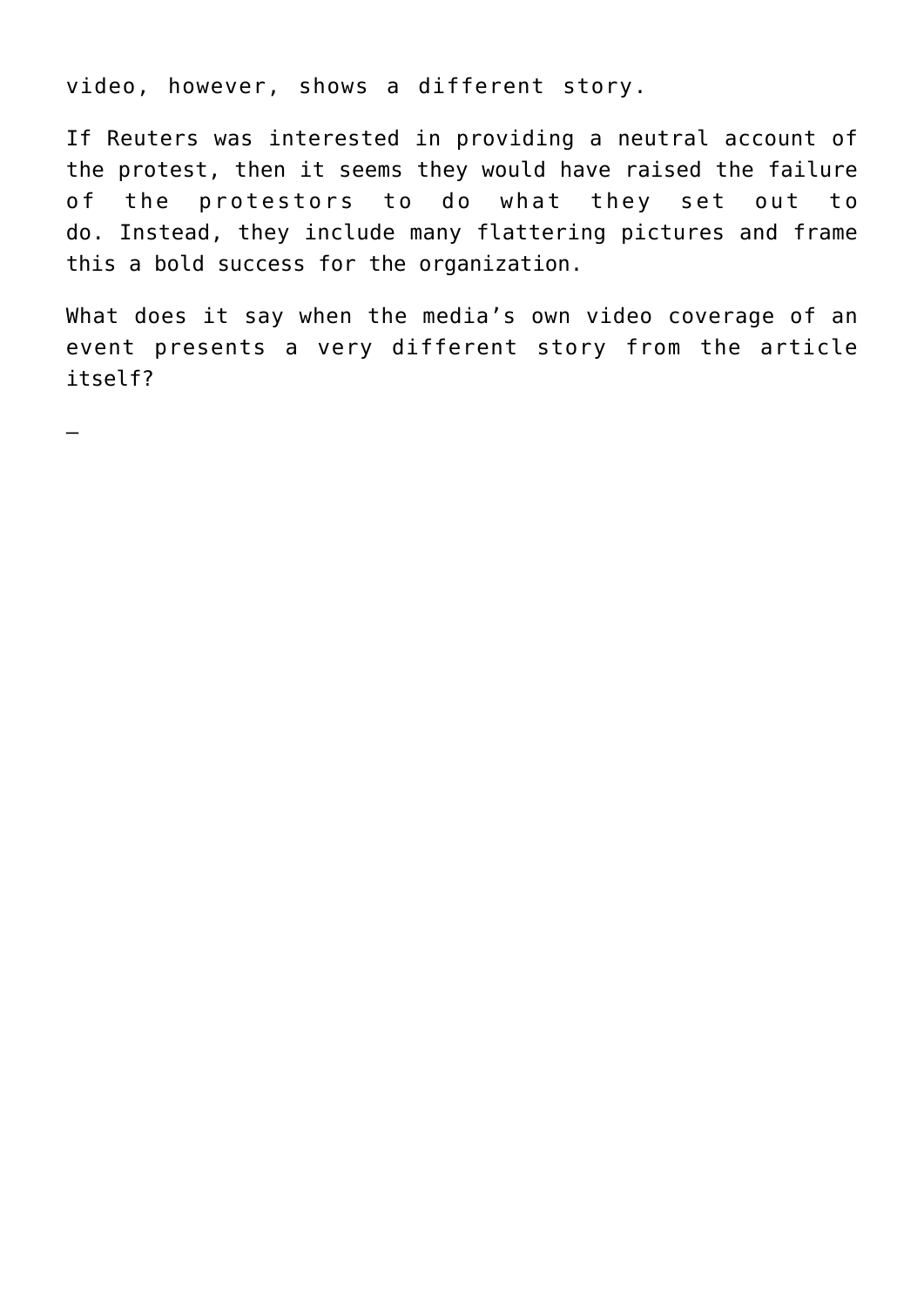video, however, shows a different story.

If Reuters was interested in providing a neutral account of the protest, then it seems they would have raised the failure of the protestors to do what they set out to do. Instead, they include many flattering pictures and frame this a bold success for the organization.

What does it say when the media's own video coverage of an event presents a very different story from the article itself?

—